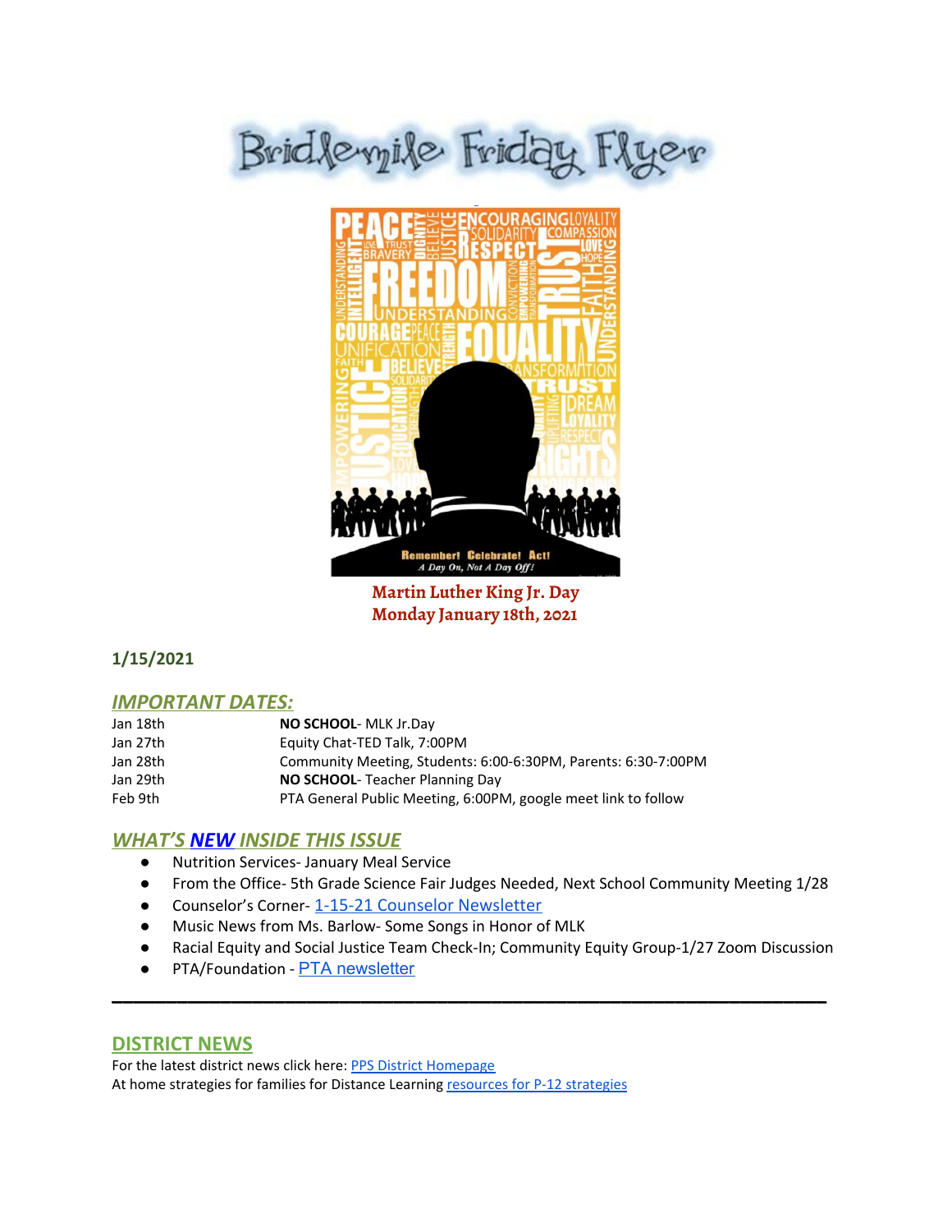# Bridlemile Friday Flyer

**Martin Luther King Jr. Day**
**Monday January 18th, 2021**

**1/15/2021**

## *IMPORTANT DATES:*

| | |
|---|---|
| Jan 18th | **NO SCHOOL**- MLK Jr.Day |
| Jan 27th | Equity Chat-TED Talk, 7:00PM |
| Jan 28th | Community Meeting, Students: 6:00-6:30PM, Parents: 6:30-7:00PM |
| Jan 29th | **NO SCHOOL**- Teacher Planning Day |
| Feb 9th | PTA General Public Meeting, 6:00PM, google meet link to follow |

## *WHAT'S NEW INSIDE THIS ISSUE*

- Nutrition Services- January Meal Service
- From the Office- 5th Grade Science Fair Judges Needed, Next School Community Meeting 1/28
- Counselor's Corner- 1-15-21 Counselor Newsletter
- Music News from Ms. Barlow- Some Songs in Honor of MLK
- Racial Equity and Social Justice Team Check-In; Community Equity Group-1/27 Zoom Discussion
- PTA/Foundation - PTA newsletter

---

## DISTRICT NEWS

For the latest district news click here: PPS District Homepage
At home strategies for families for Distance Learning resources for P-12 strategies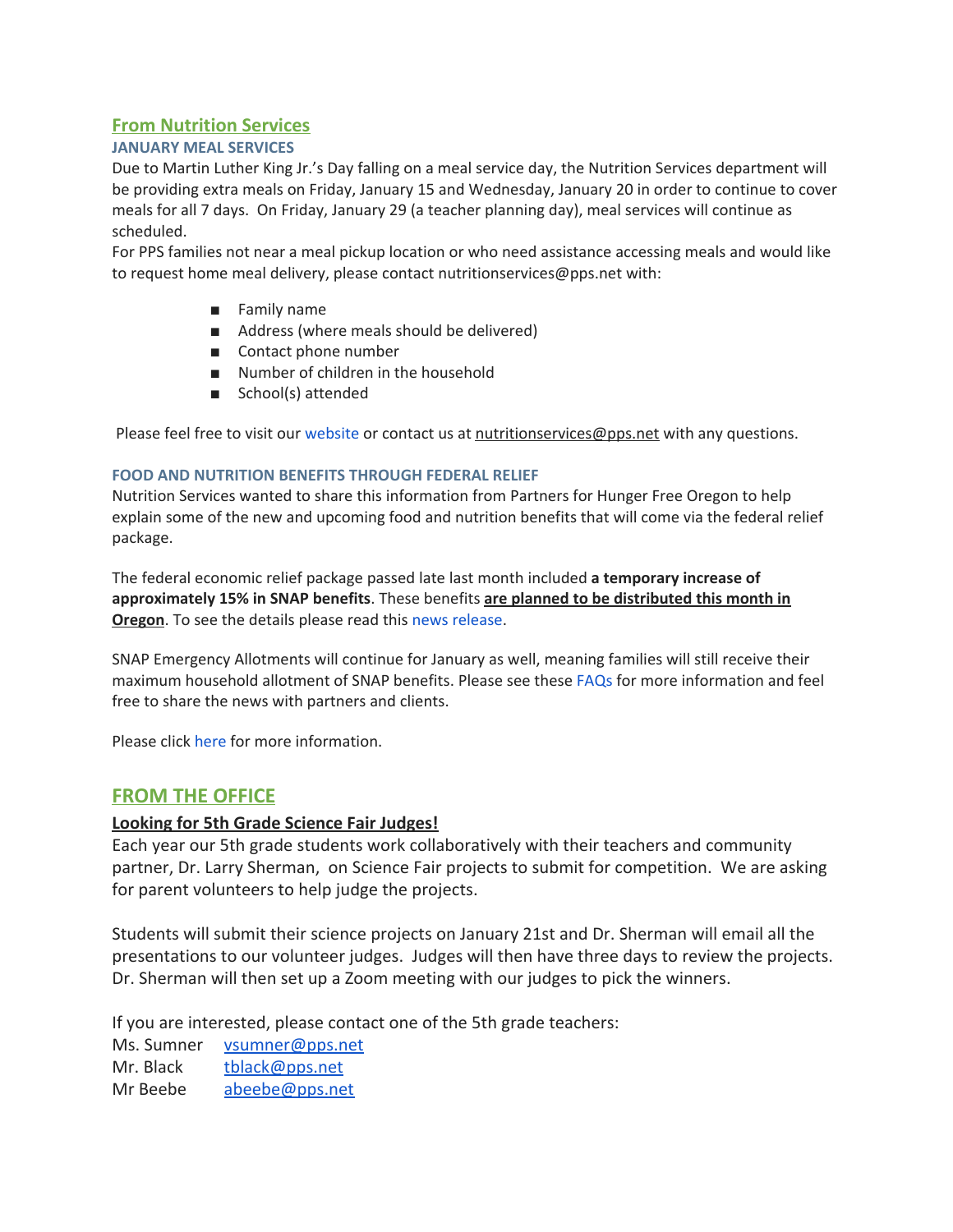## From Nutrition Services

### JANUARY MEAL SERVICES

Due to Martin Luther King Jr.'s Day falling on a meal service day, the Nutrition Services department will be providing extra meals on Friday, January 15 and Wednesday, January 20 in order to continue to cover meals for all 7 days. On Friday, January 29 (a teacher planning day), meal services will continue as scheduled.

For PPS families not near a meal pickup location or who need assistance accessing meals and would like to request home meal delivery, please contact nutritionservices@pps.net with:

- Family name
- Address (where meals should be delivered)
- Contact phone number
- Number of children in the household
- School(s) attended

Please feel free to visit our website or contact us at nutritionservices@pps.net with any questions.

### FOOD AND NUTRITION BENEFITS THROUGH FEDERAL RELIEF

Nutrition Services wanted to share this information from Partners for Hunger Free Oregon to help explain some of the new and upcoming food and nutrition benefits that will come via the federal relief package.

The federal economic relief package passed late last month included **a temporary increase of approximately 15% in SNAP benefits**. These benefits **are planned to be distributed this month in Oregon**. To see the details please read this news release.

SNAP Emergency Allotments will continue for January as well, meaning families will still receive their maximum household allotment of SNAP benefits. Please see these FAQs for more information and feel free to share the news with partners and clients.

Please click here for more information.

## FROM THE OFFICE

### Looking for 5th Grade Science Fair Judges!

Each year our 5th grade students work collaboratively with their teachers and community partner, Dr. Larry Sherman, on Science Fair projects to submit for competition. We are asking for parent volunteers to help judge the projects.

Students will submit their science projects on January 21st and Dr. Sherman will email all the presentations to our volunteer judges. Judges will then have three days to review the projects. Dr. Sherman will then set up a Zoom meeting with our judges to pick the winners.

If you are interested, please contact one of the 5th grade teachers:

Ms. Sumner vsumner@pps.net
Mr. Black tblack@pps.net
Mr Beebe abeebe@pps.net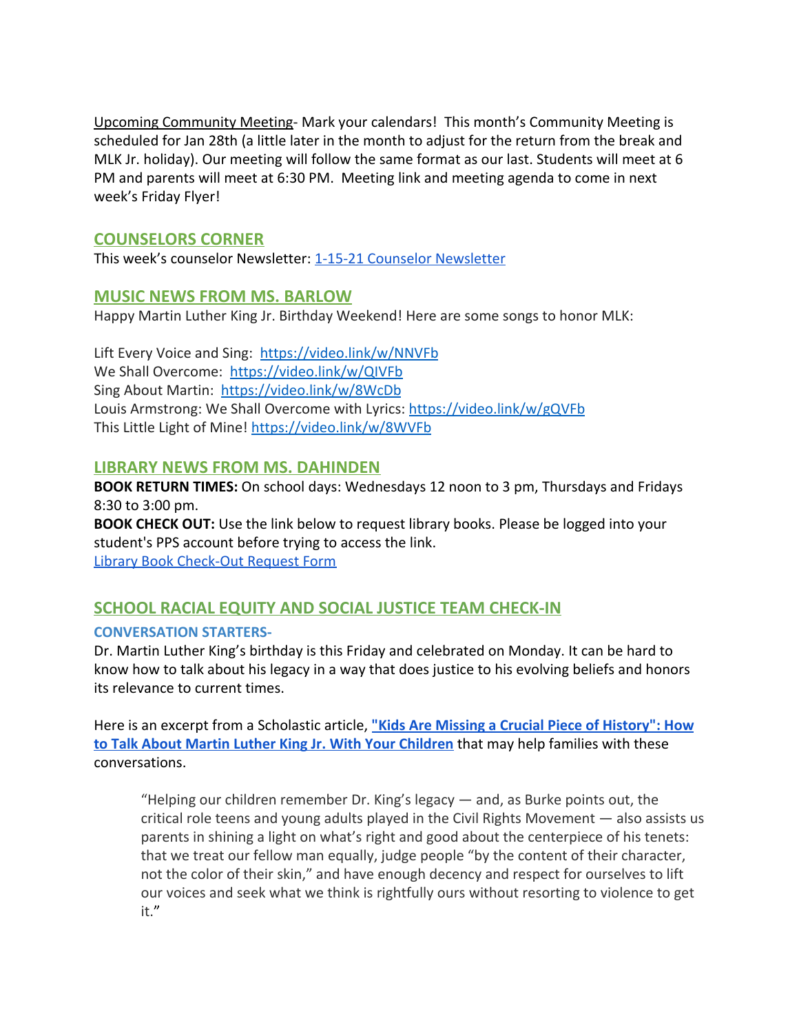Upcoming Community Meeting- Mark your calendars! This month's Community Meeting is scheduled for Jan 28th (a little later in the month to adjust for the return from the break and MLK Jr. holiday). Our meeting will follow the same format as our last. Students will meet at 6 PM and parents will meet at 6:30 PM. Meeting link and meeting agenda to come in next week's Friday Flyer!

## COUNSELORS CORNER

This week's counselor Newsletter: 1-15-21 Counselor Newsletter

## MUSIC NEWS FROM MS. BARLOW

Happy Martin Luther King Jr. Birthday Weekend! Here are some songs to honor MLK:

Lift Every Voice and Sing: https://video.link/w/NNVFb
We Shall Overcome: https://video.link/w/QIVFb
Sing About Martin: https://video.link/w/8WcDb
Louis Armstrong: We Shall Overcome with Lyrics: https://video.link/w/gQVFb
This Little Light of Mine! https://video.link/w/8WVFb

## LIBRARY NEWS FROM MS. DAHINDEN

**BOOK RETURN TIMES:** On school days: Wednesdays 12 noon to 3 pm, Thursdays and Fridays 8:30 to 3:00 pm.
**BOOK CHECK OUT:** Use the link below to request library books. Please be logged into your student's PPS account before trying to access the link.
Library Book Check-Out Request Form

## SCHOOL RACIAL EQUITY AND SOCIAL JUSTICE TEAM CHECK-IN

### CONVERSATION STARTERS-

Dr. Martin Luther King's birthday is this Friday and celebrated on Monday. It can be hard to know how to talk about his legacy in a way that does justice to his evolving beliefs and honors its relevance to current times.

Here is an excerpt from a Scholastic article, **"Kids Are Missing a Crucial Piece of History": How to Talk About Martin Luther King Jr. With Your Children** that may help families with these conversations.

> "Helping our children remember Dr. King's legacy — and, as Burke points out, the critical role teens and young adults played in the Civil Rights Movement — also assists us parents in shining a light on what's right and good about the centerpiece of his tenets: that we treat our fellow man equally, judge people "by the content of their character, not the color of their skin," and have enough decency and respect for ourselves to lift our voices and seek what we think is rightfully ours without resorting to violence to get it."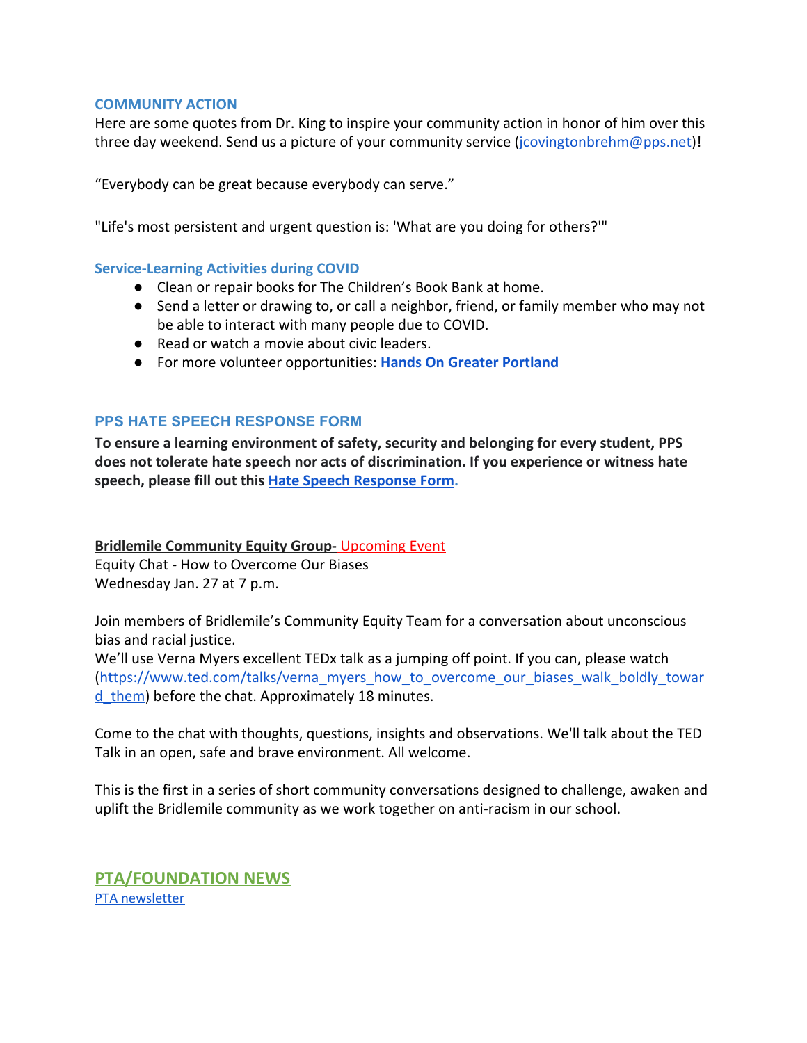### COMMUNITY ACTION

Here are some quotes from Dr. King to inspire your community action in honor of him over this three day weekend. Send us a picture of your community service (jcovingtonbrehm@pps.net)!

"Everybody can be great because everybody can serve."

"Life's most persistent and urgent question is: 'What are you doing for others?'"

### Service-Learning Activities during COVID

- Clean or repair books for The Children's Book Bank at home.
- Send a letter or drawing to, or call a neighbor, friend, or family member who may not be able to interact with many people due to COVID.
- Read or watch a movie about civic leaders.
- For more volunteer opportunities: **[Hands On Greater Portland]()**

### PPS HATE SPEECH RESPONSE FORM

**To ensure a learning environment of safety, security and belonging for every student, PPS does not tolerate hate speech nor acts of discrimination. If you experience or witness hate speech, please fill out this [Hate Speech Response Form]().**

**Bridlemile Community Equity Group-** Upcoming Event
Equity Chat - How to Overcome Our Biases
Wednesday Jan. 27 at 7 p.m.

Join members of Bridlemile's Community Equity Team for a conversation about unconscious bias and racial justice.
We'll use Verna Myers excellent TEDx talk as a jumping off point. If you can, please watch (https://www.ted.com/talks/verna_myers_how_to_overcome_our_biases_walk_boldly_toward_them) before the chat. Approximately 18 minutes.

Come to the chat with thoughts, questions, insights and observations. We'll talk about the TED Talk in an open, safe and brave environment. All welcome.

This is the first in a series of short community conversations designed to challenge, awaken and uplift the Bridlemile community as we work together on anti-racism in our school.

## PTA/FOUNDATION NEWS

[PTA newsletter]()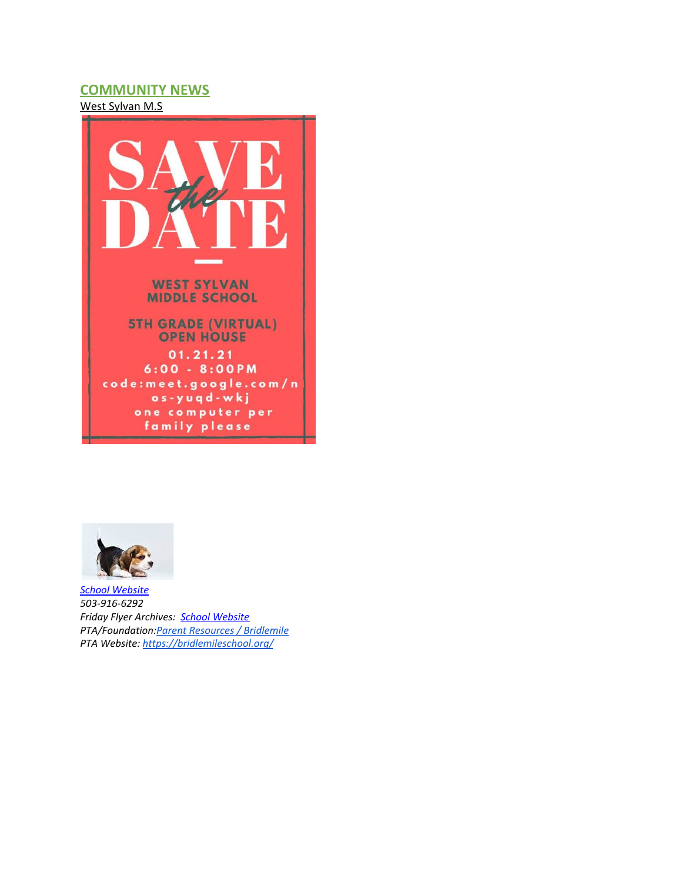## COMMUNITY NEWS

West Sylvan M.S

SAVE the DATE

WEST SYLVAN MIDDLE SCHOOL

5TH GRADE (VIRTUAL) OPEN HOUSE

01.21.21

6:00 - 8:00PM

code:meet.google.com/nos-yuqd-wkj

one computer per family please

*School Website*

*503-916-6292*

*Friday Flyer Archives: School Website*

*PTA/Foundation: Parent Resources / Bridlemile*

*PTA Website: https://bridlemileschool.org/*